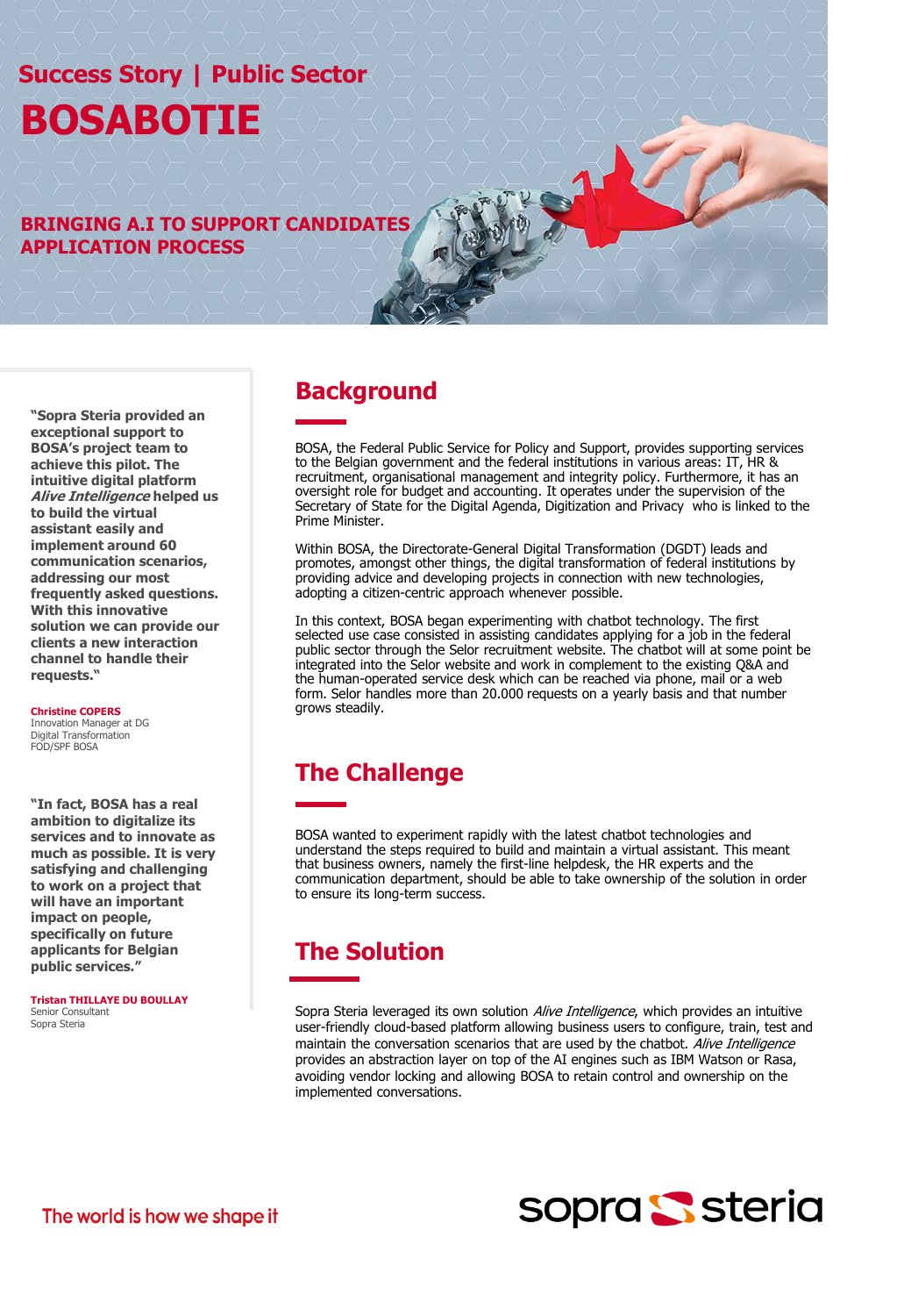## Success Story | Public Sector

# BOSABOTIE

## BRINGING A.I TO SUPPORT CANDIDATES APPLICATION PROCESS

**"Sopra Steria provided an exceptional support to BOSA's project team to achieve this pilot. The intuitive digital platform *Alive Intelligence* helped us to build the virtual assistant easily and implement around 60 communication scenarios, addressing our most frequently asked questions. With this innovative solution we can provide our clients a new interaction channel to handle their requests."**

**Christine COPERS**
Innovation Manager at DG Digital Transformation
FOD/SPF BOSA

**"In fact, BOSA has a real ambition to digitalize its services and to innovate as much as possible. It is very satisfying and challenging to work on a project that will have an important impact on people, specifically on future applicants for Belgian public services."**

**Tristan THILLAYE DU BOULLAY**
Senior Consultant
Sopra Steria

## Background

BOSA, the Federal Public Service for Policy and Support, provides supporting services to the Belgian government and the federal institutions in various areas: IT, HR & recruitment, organisational management and integrity policy. Furthermore, it has an oversight role for budget and accounting. It operates under the supervision of the Secretary of State for the Digital Agenda, Digitization and Privacy who is linked to the Prime Minister.

Within BOSA, the Directorate-General Digital Transformation (DGDT) leads and promotes, amongst other things, the digital transformation of federal institutions by providing advice and developing projects in connection with new technologies, adopting a citizen-centric approach whenever possible.

In this context, BOSA began experimenting with chatbot technology. The first selected use case consisted in assisting candidates applying for a job in the federal public sector through the Selor recruitment website. The chatbot will at some point be integrated into the Selor website and work in complement to the existing Q&A and the human-operated service desk which can be reached via phone, mail or a web form. Selor handles more than 20.000 requests on a yearly basis and that number grows steadily.

## The Challenge

BOSA wanted to experiment rapidly with the latest chatbot technologies and understand the steps required to build and maintain a virtual assistant. This meant that business owners, namely the first-line helpdesk, the HR experts and the communication department, should be able to take ownership of the solution in order to ensure its long-term success.

## The Solution

Sopra Steria leveraged its own solution *Alive Intelligence*, which provides an intuitive user-friendly cloud-based platform allowing business users to configure, train, test and maintain the conversation scenarios that are used by the chatbot. *Alive Intelligence* provides an abstraction layer on top of the AI engines such as IBM Watson or Rasa, avoiding vendor locking and allowing BOSA to retain control and ownership on the implemented conversations.

The world is how we shape it

sopra steria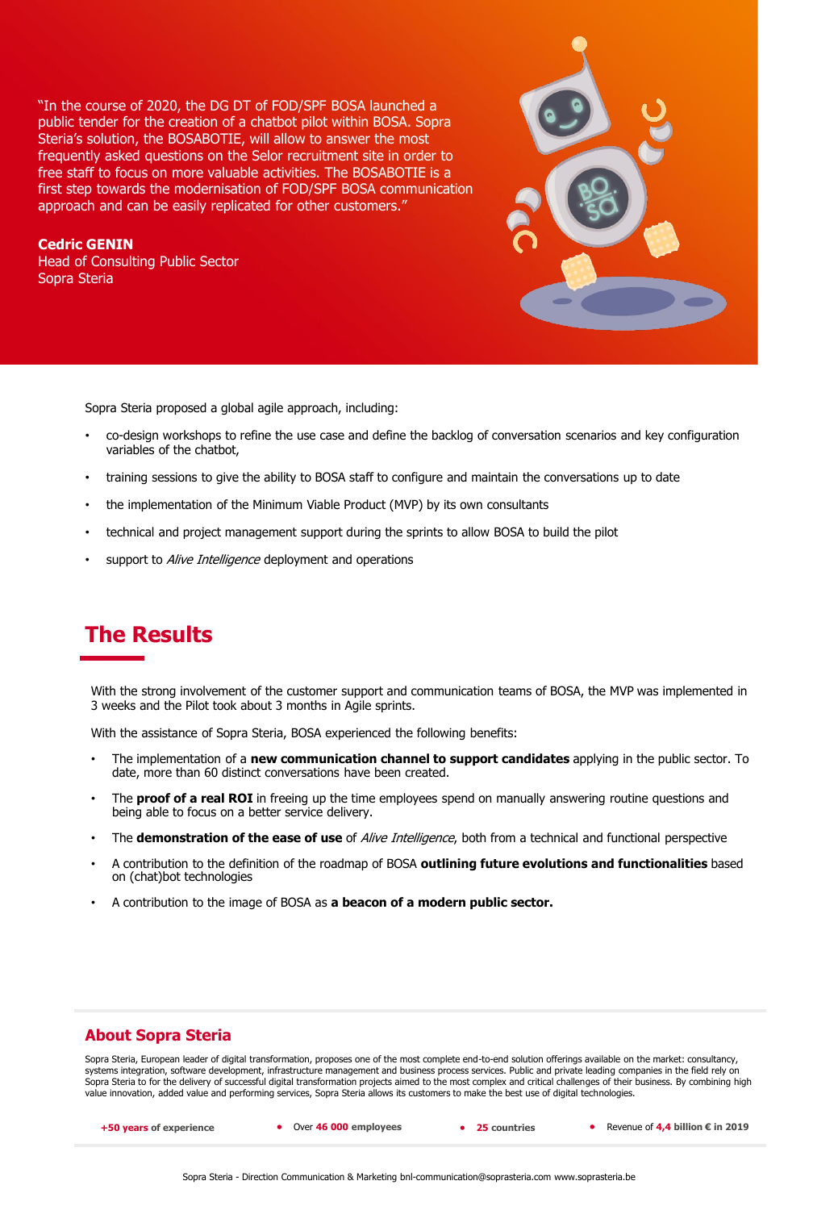"In the course of 2020, the DG DT of FOD/SPF BOSA launched a public tender for the creation of a chatbot pilot within BOSA. Sopra Steria's solution, the BOSABOTIE, will allow to answer the most frequently asked questions on the Selor recruitment site in order to free staff to focus on more valuable activities. The BOSABOTIE is a first step towards the modernisation of FOD/SPF BOSA communication approach and can be easily replicated for other customers."

**Cedric GENIN**
Head of Consulting Public Sector
Sopra Steria

Sopra Steria proposed a global agile approach, including:

- co-design workshops to refine the use case and define the backlog of conversation scenarios and key configuration variables of the chatbot,
- training sessions to give the ability to BOSA staff to configure and maintain the conversations up to date
- the implementation of the Minimum Viable Product (MVP) by its own consultants
- technical and project management support during the sprints to allow BOSA to build the pilot
- support to *Alive Intelligence* deployment and operations

## The Results

With the strong involvement of the customer support and communication teams of BOSA, the MVP was implemented in 3 weeks and the Pilot took about 3 months in Agile sprints.

With the assistance of Sopra Steria, BOSA experienced the following benefits:

- The implementation of a **new communication channel to support candidates** applying in the public sector. To date, more than 60 distinct conversations have been created.
- The **proof of a real ROI** in freeing up the time employees spend on manually answering routine questions and being able to focus on a better service delivery.
- The **demonstration of the ease of use** of *Alive Intelligence*, both from a technical and functional perspective
- A contribution to the definition of the roadmap of BOSA **outlining future evolutions and functionalities** based on (chat)bot technologies
- A contribution to the image of BOSA as **a beacon of a modern public sector.**

## About Sopra Steria

Sopra Steria, European leader of digital transformation, proposes one of the most complete end-to-end solution offerings available on the market: consultancy, systems integration, software development, infrastructure management and business process services. Public and private leading companies in the field rely on Sopra Steria to for the delivery of successful digital transformation projects aimed to the most complex and critical challenges of their business. By combining high value innovation, added value and performing services, Sopra Steria allows its customers to make the best use of digital technologies.

- **+50 years** of experience
- Over **46 000** employees
- **25 countries**
- Revenue of **4,4 billion € in 2019**

Sopra Steria - Direction Communication & Marketing bnl-communication@soprasteria.com www.soprasteria.be